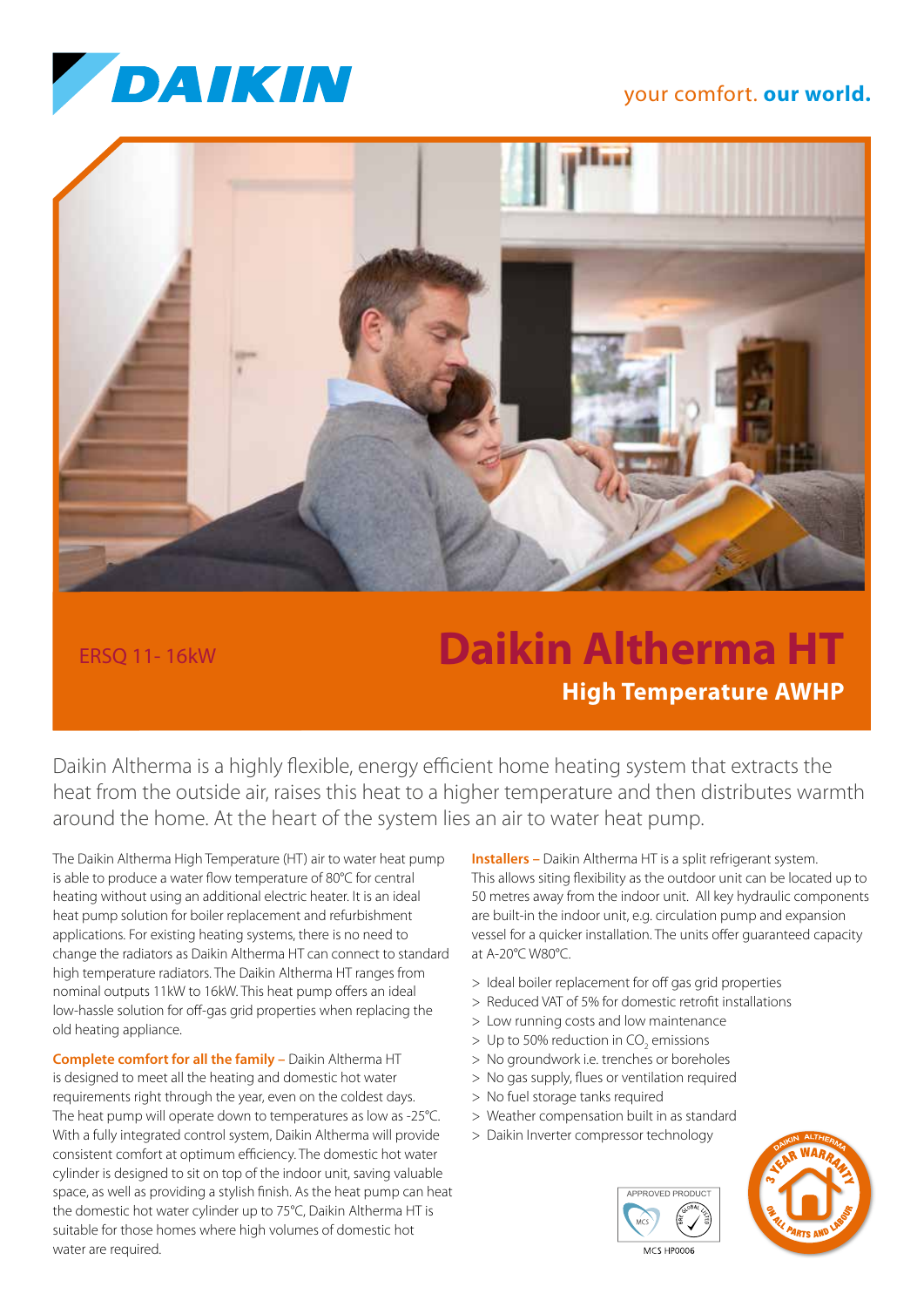DAIKIN

your comfort. **our world.**

ERSQ 11- 16kW

# Daikin Altherma HT

## High Temperature AWHP

Daikin Altherma is a highly flexible, energy efficient home heating system that extracts the heat from the outside air, raises this heat to a higher temperature and then distributes warmth around the home. At the heart of the system lies an air to water heat pump.

The Daikin Altherma High Temperature (HT) air to water heat pump is able to produce a water flow temperature of 80°C for central heating without using an additional electric heater. It is an ideal heat pump solution for boiler replacement and refurbishment applications. For existing heating systems, there is no need to change the radiators as Daikin Altherma HT can connect to standard high temperature radiators. The Daikin Altherma HT ranges from nominal outputs 11kW to 16kW. This heat pump offers an ideal low-hassle solution for off-gas grid properties when replacing the old heating appliance.

**Complete comfort for all the family –** Daikin Altherma HT is designed to meet all the heating and domestic hot water requirements right through the year, even on the coldest days. The heat pump will operate down to temperatures as low as -25°C. With a fully integrated control system, Daikin Altherma will provide consistent comfort at optimum efficiency. The domestic hot water cylinder is designed to sit on top of the indoor unit, saving valuable space, as well as providing a stylish finish. As the heat pump can heat the domestic hot water cylinder up to 75°C, Daikin Altherma HT is suitable for those homes where high volumes of domestic hot water are required.

**Installers –** Daikin Altherma HT is a split refrigerant system. This allows siting flexibility as the outdoor unit can be located up to 50 metres away from the indoor unit. All key hydraulic components are built-in the indoor unit, e.g. circulation pump and expansion vessel for a quicker installation. The units offer guaranteed capacity at A-20°C W80°C.

- Ideal boiler replacement for off gas grid properties
- Reduced VAT of 5% for domestic retrofit installations
- Low running costs and low maintenance
- Up to 50% reduction in $CO_2$ emissions
- No groundwork i.e. trenches or boreholes
- No gas supply, flues or ventilation required
- No fuel storage tanks required
- Weather compensation built in as standard
- Daikin Inverter compressor technology

APPROVED PRODUCT MCS BRE GLOBAL LISTED

MCS HP0006

DAIKIN ALTHERMA 3 YEAR WARRANTY ON ALL PARTS AND LABOUR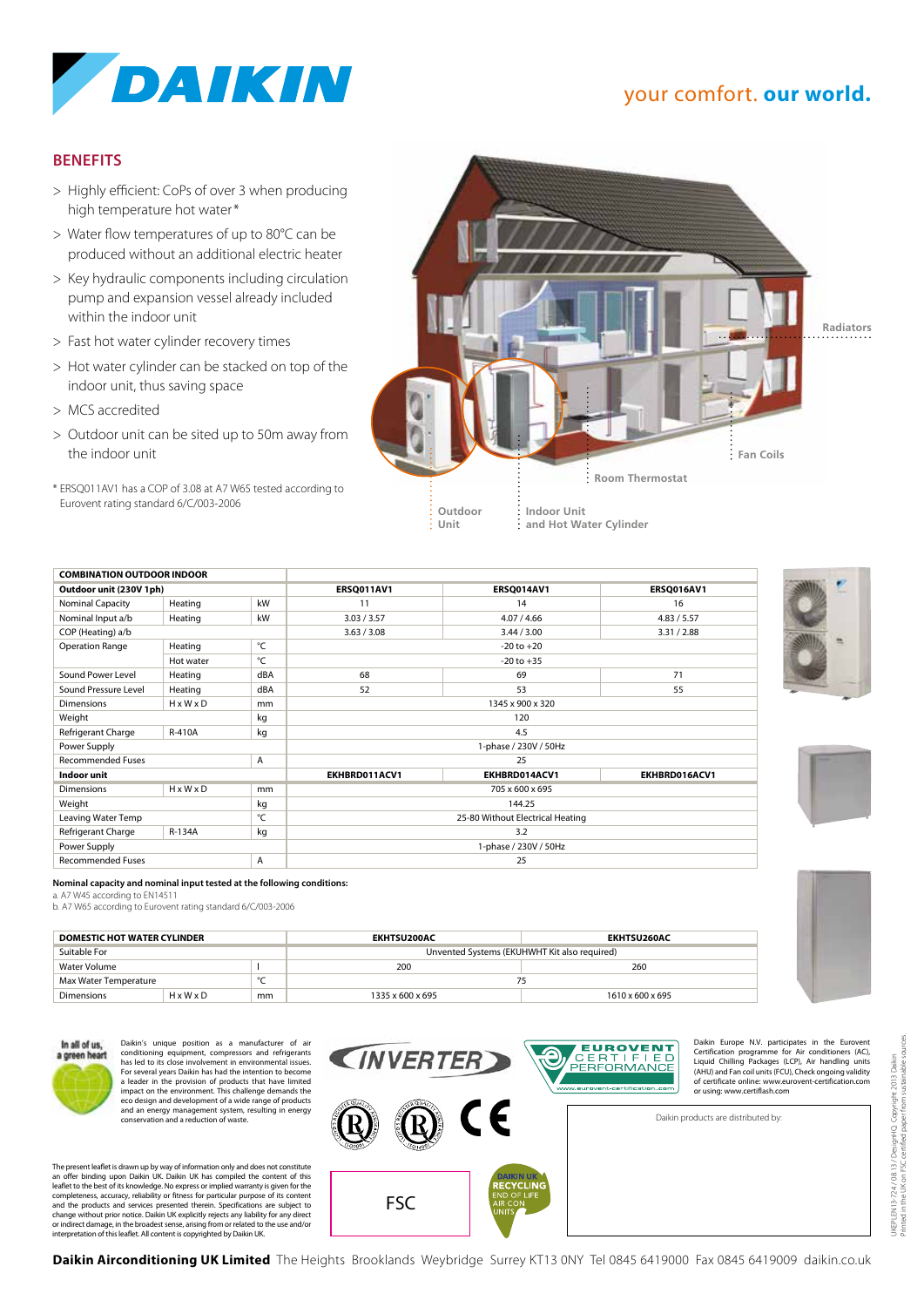# DAIKIN

your comfort. **our world.**

## BENEFITS

- > Highly efficient: CoPs of over 3 when producing high temperature hot water*
- > Water flow temperatures of up to 80°C can be produced without an additional electric heater
- > Key hydraulic components including circulation pump and expansion vessel already included within the indoor unit
- > Fast hot water cylinder recovery times
- > Hot water cylinder can be stacked on top of the indoor unit, thus saving space
- > MCS accredited
- > Outdoor unit can be sited up to 50m away from the indoor unit

\* ERSQ011AV1 has a COP of 3.08 at A7 W65 tested according to Eurovent rating standard 6/C/003-2006

Radiators

Fan Coils

Room Thermostat

Outdoor Unit

Indoor Unit and Hot Water Cylinder

| COMBINATION OUTDOOR INDOOR | | | | | |
|---|---|---|---|---|---|
| **Outdoor unit (230V 1ph)** | | | **ERSQ011AV1** | **ERSQ014AV1** | **ERSQ016AV1** |
| Nominal Capacity | Heating | kW | 11 | 14 | 16 |
| Nominal Input a/b | Heating | kW | 3.03 / 3.57 | 4.07 / 4.66 | 4.83 / 5.57 |
| COP (Heating) a/b | | | 3.63 / 3.08 | 3.44 / 3.00 | 3.31 / 2.88 |
| Operation Range | Heating | °C | -20 to +20 | | |
| | Hot water | °C | -20 to +35 | | |
| Sound Power Level | Heating | dBA | 68 | 69 | 71 |
| Sound Pressure Level | Heating | dBA | 52 | 53 | 55 |
| Dimensions | H x W x D | mm | 1345 x 900 x 320 | | |
| Weight | | kg | 120 | | |
| Refrigerant Charge | R-410A | kg | 4.5 | | |
| Power Supply | | | 1-phase / 230V / 50Hz | | |
| Recommended Fuses | | A | 25 | | |
| **Indoor unit** | | | **EKHBRD011ACV1** | **EKHBRD014ACV1** | **EKHBRD016ACV1** |
| Dimensions | H x W x D | mm | 705 x 600 x 695 | | |
| Weight | | kg | 144.25 | | |
| Leaving Water Temp | | °C | 25-80 Without Electrical Heating | | |
| Refrigerant Charge | R-134A | kg | 3.2 | | |
| Power Supply | | | 1-phase / 230V / 50Hz | | |
| Recommended Fuses | | A | 25 | | |

**Nominal capacity and nominal input tested at the following conditions:**

a. A7 W45 according to EN14511

b. A7 W65 according to Eurovent rating standard 6/C/003-2006

| DOMESTIC HOT WATER CYLINDER | | | EKHTSU200AC | EKHTSU260AC |
|---|---|---|---|---|
| Suitable For | | | Unvented Systems (EKUHWHT Kit also required) | |
| Water Volume | | l | 200 | 260 |
| Max Water Temperature | | °C | 75 | |
| Dimensions | H x W x D | mm | 1335 x 600 x 695 | 1610 x 600 x 695 |

In all of us, a green heart

Daikin's unique position as a manufacturer of air conditioning equipment, compressors and refrigerants has led to its close involvement in environmental issues. For several years Daikin has had the intention to become a leader in the provision of products that have limited impact on the environment. This challenge demands the eco design and development of a wide range of products and an energy management system, resulting in energy conservation and a reduction of waste.

INVERTER

EUROVENT CERTIFIED PERFORMANCE www.eurovent-certification.com

Daikin Europe N.V. participates in the Eurovent Certification programme for Air conditioners (AC), Liquid Chilling Packages (LCP), Air handling units (AHU) and Fan coil units (FCU). Check ongoing validity of certificate online: www.eurovent-certification.com or using: www.certiflash.com

Daikin products are distributed by:

The present leaflet is drawn up by way of information only and does not constitute an offer binding upon Daikin UK. Daikin UK has compiled the content of this leaflet to the best of its knowledge. No express or implied warranty is given for the completeness, accuracy, reliability or fitness for particular purpose of its content and the products and services presented therein. Specifications are subject to change without prior notice. Daikin UK explicitly rejects any liability for any direct or indirect damage, in the broadest sense, arising from or related to the use and/or interpretation of this leaflet. All content is copyrighted by Daikin UK.

FSC

DAIKIN UK RECYCLING END OF LIFE AIR CON UNITS

UKEP.LEN 13-724 / 08.13 / DesignHQ. Copyright 2013 Daikin
Printed in the UK on FSC certified paper from sustainable sources.

**Daikin Airconditioning UK Limited** The Heights Brooklands Weybridge Surrey KT13 0NY Tel 0845 6419000 Fax 0845 6419009 daikin.co.uk